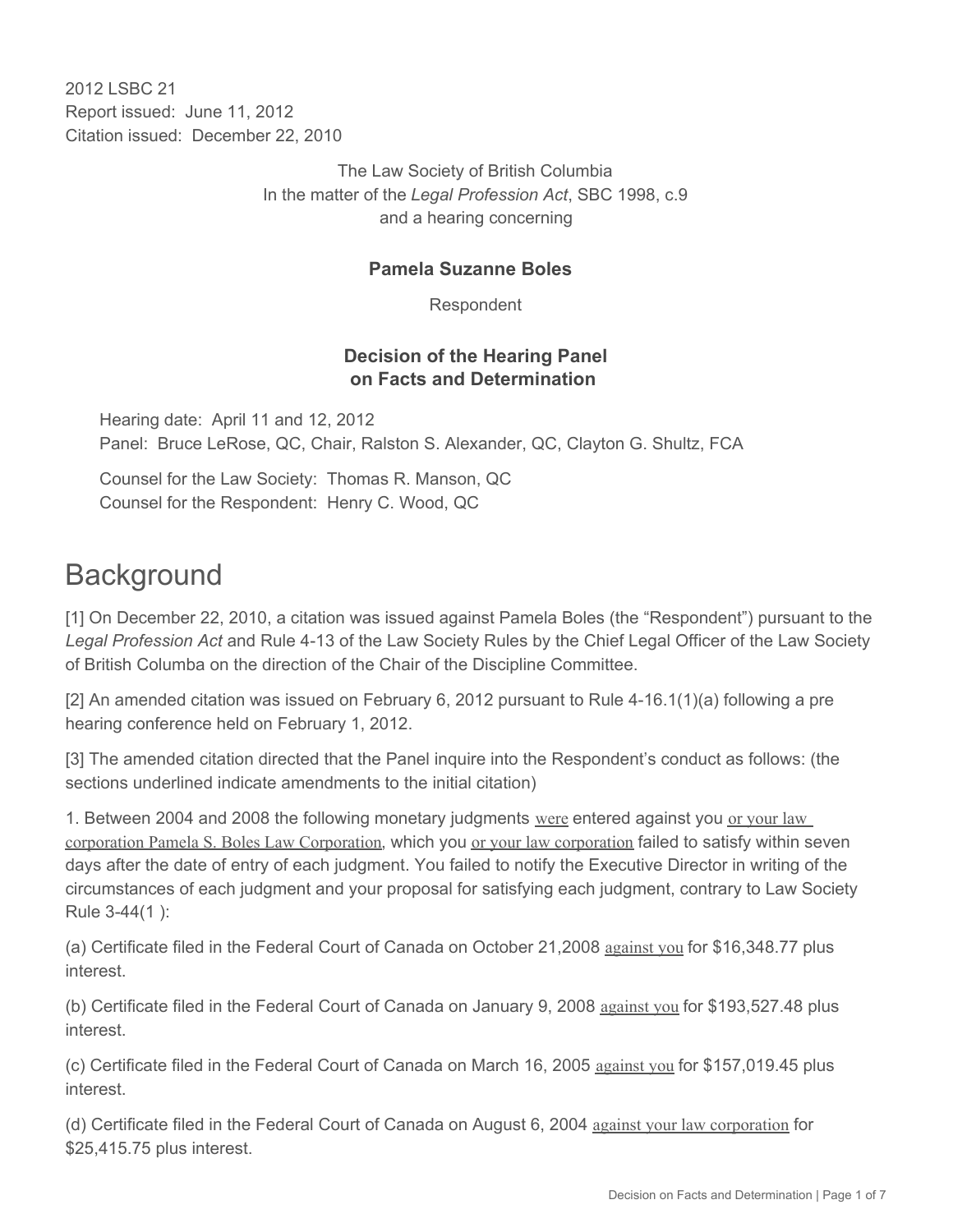2012 LSBC 21
Report issued: June 11, 2012
Citation issued: December 22, 2010

The Law Society of British Columbia
In the matter of the *Legal Profession Act*, SBC 1998, c.9
and a hearing concerning

**Pamela Suzanne Boles**

Respondent

**Decision of the Hearing Panel on Facts and Determination**

Hearing date: April 11 and 12, 2012
Panel: Bruce LeRose, QC, Chair, Ralston S. Alexander, QC, Clayton G. Shultz, FCA

Counsel for the Law Society: Thomas R. Manson, QC
Counsel for the Respondent: Henry C. Wood, QC

# Background

[1] On December 22, 2010, a citation was issued against Pamela Boles (the "Respondent") pursuant to the *Legal Profession Act* and Rule 4-13 of the Law Society Rules by the Chief Legal Officer of the Law Society of British Columbia on the direction of the Chair of the Discipline Committee.

[2] An amended citation was issued on February 6, 2012 pursuant to Rule 4-16.1(1)(a) following a pre hearing conference held on February 1, 2012.

[3] The amended citation directed that the Panel inquire into the Respondent's conduct as follows: (the sections underlined indicate amendments to the initial citation)

1. Between 2004 and 2008 the following monetary judgments <u>were</u> entered against you <u>or your law corporation Pamela S. Boles Law Corporation</u>, which you <u>or your law corporation</u> failed to satisfy within seven days after the date of entry of each judgment. You failed to notify the Executive Director in writing of the circumstances of each judgment and your proposal for satisfying each judgment, contrary to Law Society Rule 3-44(1 ):

(a) Certificate filed in the Federal Court of Canada on October 21,2008 <u>against you</u> for $16,348.77 plus interest.

(b) Certificate filed in the Federal Court of Canada on January 9, 2008 <u>against you</u> for $193,527.48 plus interest.

(c) Certificate filed in the Federal Court of Canada on March 16, 2005 <u>against you</u> for $157,019.45 plus interest.

(d) Certificate filed in the Federal Court of Canada on August 6, 2004 <u>against your law corporation</u> for $25,415.75 plus interest.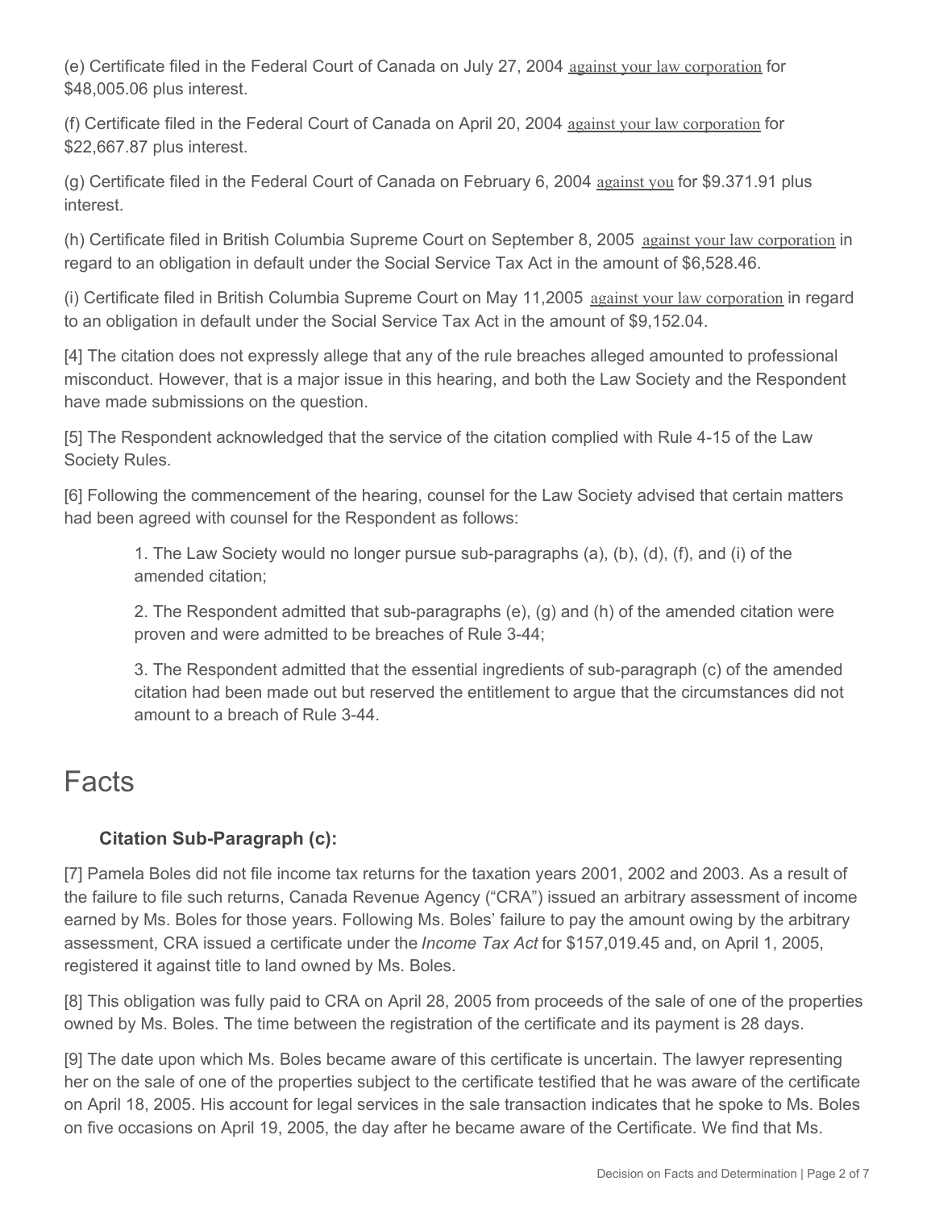(e) Certificate filed in the Federal Court of Canada on July 27, 2004 against your law corporation for $48,005.06 plus interest.

(f) Certificate filed in the Federal Court of Canada on April 20, 2004 against your law corporation for $22,667.87 plus interest.

(g) Certificate filed in the Federal Court of Canada on February 6, 2004 against you for $9.371.91 plus interest.

(h) Certificate filed in British Columbia Supreme Court on September 8, 2005 against your law corporation in regard to an obligation in default under the Social Service Tax Act in the amount of $6,528.46.

(i) Certificate filed in British Columbia Supreme Court on May 11,2005 against your law corporation in regard to an obligation in default under the Social Service Tax Act in the amount of $9,152.04.

[4] The citation does not expressly allege that any of the rule breaches alleged amounted to professional misconduct. However, that is a major issue in this hearing, and both the Law Society and the Respondent have made submissions on the question.

[5] The Respondent acknowledged that the service of the citation complied with Rule 4-15 of the Law Society Rules.

[6] Following the commencement of the hearing, counsel for the Law Society advised that certain matters had been agreed with counsel for the Respondent as follows:

> 1. The Law Society would no longer pursue sub-paragraphs (a), (b), (d), (f), and (i) of the amended citation;
>
> 2. The Respondent admitted that sub-paragraphs (e), (g) and (h) of the amended citation were proven and were admitted to be breaches of Rule 3-44;
>
> 3. The Respondent admitted that the essential ingredients of sub-paragraph (c) of the amended citation had been made out but reserved the entitlement to argue that the circumstances did not amount to a breach of Rule 3-44.

# Facts

### Citation Sub-Paragraph (c):

[7] Pamela Boles did not file income tax returns for the taxation years 2001, 2002 and 2003. As a result of the failure to file such returns, Canada Revenue Agency ("CRA") issued an arbitrary assessment of income earned by Ms. Boles for those years. Following Ms. Boles' failure to pay the amount owing by the arbitrary assessment, CRA issued a certificate under the *Income Tax Act* for $157,019.45 and, on April 1, 2005, registered it against title to land owned by Ms. Boles.

[8] This obligation was fully paid to CRA on April 28, 2005 from proceeds of the sale of one of the properties owned by Ms. Boles. The time between the registration of the certificate and its payment is 28 days.

[9] The date upon which Ms. Boles became aware of this certificate is uncertain. The lawyer representing her on the sale of one of the properties subject to the certificate testified that he was aware of the certificate on April 18, 2005. His account for legal services in the sale transaction indicates that he spoke to Ms. Boles on five occasions on April 19, 2005, the day after he became aware of the Certificate. We find that Ms.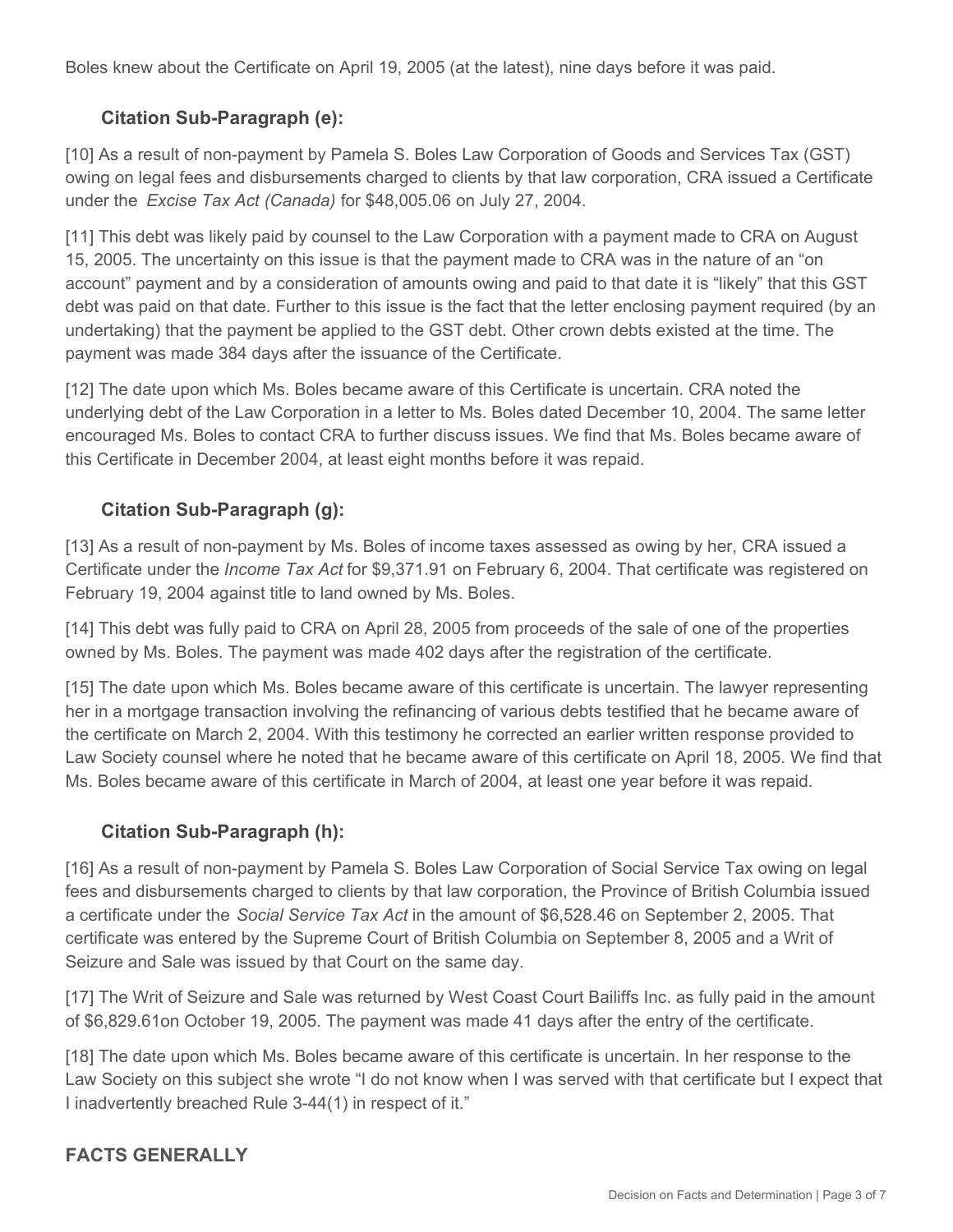Boles knew about the Certificate on April 19, 2005 (at the latest), nine days before it was paid.

### Citation Sub-Paragraph (e):

[10] As a result of non-payment by Pamela S. Boles Law Corporation of Goods and Services Tax (GST) owing on legal fees and disbursements charged to clients by that law corporation, CRA issued a Certificate under the *Excise Tax Act (Canada)* for $48,005.06 on July 27, 2004.

[11] This debt was likely paid by counsel to the Law Corporation with a payment made to CRA on August 15, 2005. The uncertainty on this issue is that the payment made to CRA was in the nature of an "on account" payment and by a consideration of amounts owing and paid to that date it is "likely" that this GST debt was paid on that date. Further to this issue is the fact that the letter enclosing payment required (by an undertaking) that the payment be applied to the GST debt. Other crown debts existed at the time. The payment was made 384 days after the issuance of the Certificate.

[12] The date upon which Ms. Boles became aware of this Certificate is uncertain. CRA noted the underlying debt of the Law Corporation in a letter to Ms. Boles dated December 10, 2004. The same letter encouraged Ms. Boles to contact CRA to further discuss issues. We find that Ms. Boles became aware of this Certificate in December 2004, at least eight months before it was repaid.

### Citation Sub-Paragraph (g):

[13] As a result of non-payment by Ms. Boles of income taxes assessed as owing by her, CRA issued a Certificate under the *Income Tax Act* for $9,371.91 on February 6, 2004. That certificate was registered on February 19, 2004 against title to land owned by Ms. Boles.

[14] This debt was fully paid to CRA on April 28, 2005 from proceeds of the sale of one of the properties owned by Ms. Boles. The payment was made 402 days after the registration of the certificate.

[15] The date upon which Ms. Boles became aware of this certificate is uncertain. The lawyer representing her in a mortgage transaction involving the refinancing of various debts testified that he became aware of the certificate on March 2, 2004. With this testimony he corrected an earlier written response provided to Law Society counsel where he noted that he became aware of this certificate on April 18, 2005. We find that Ms. Boles became aware of this certificate in March of 2004, at least one year before it was repaid.

### Citation Sub-Paragraph (h):

[16] As a result of non-payment by Pamela S. Boles Law Corporation of Social Service Tax owing on legal fees and disbursements charged to clients by that law corporation, the Province of British Columbia issued a certificate under the *Social Service Tax Act* in the amount of $6,528.46 on September 2, 2005. That certificate was entered by the Supreme Court of British Columbia on September 8, 2005 and a Writ of Seizure and Sale was issued by that Court on the same day.

[17] The Writ of Seizure and Sale was returned by West Coast Court Bailiffs Inc. as fully paid in the amount of $6,829.61on October 19, 2005. The payment was made 41 days after the entry of the certificate.

[18] The date upon which Ms. Boles became aware of this certificate is uncertain. In her response to the Law Society on this subject she wrote "I do not know when I was served with that certificate but I expect that I inadvertently breached Rule 3-44(1) in respect of it."

## FACTS GENERALLY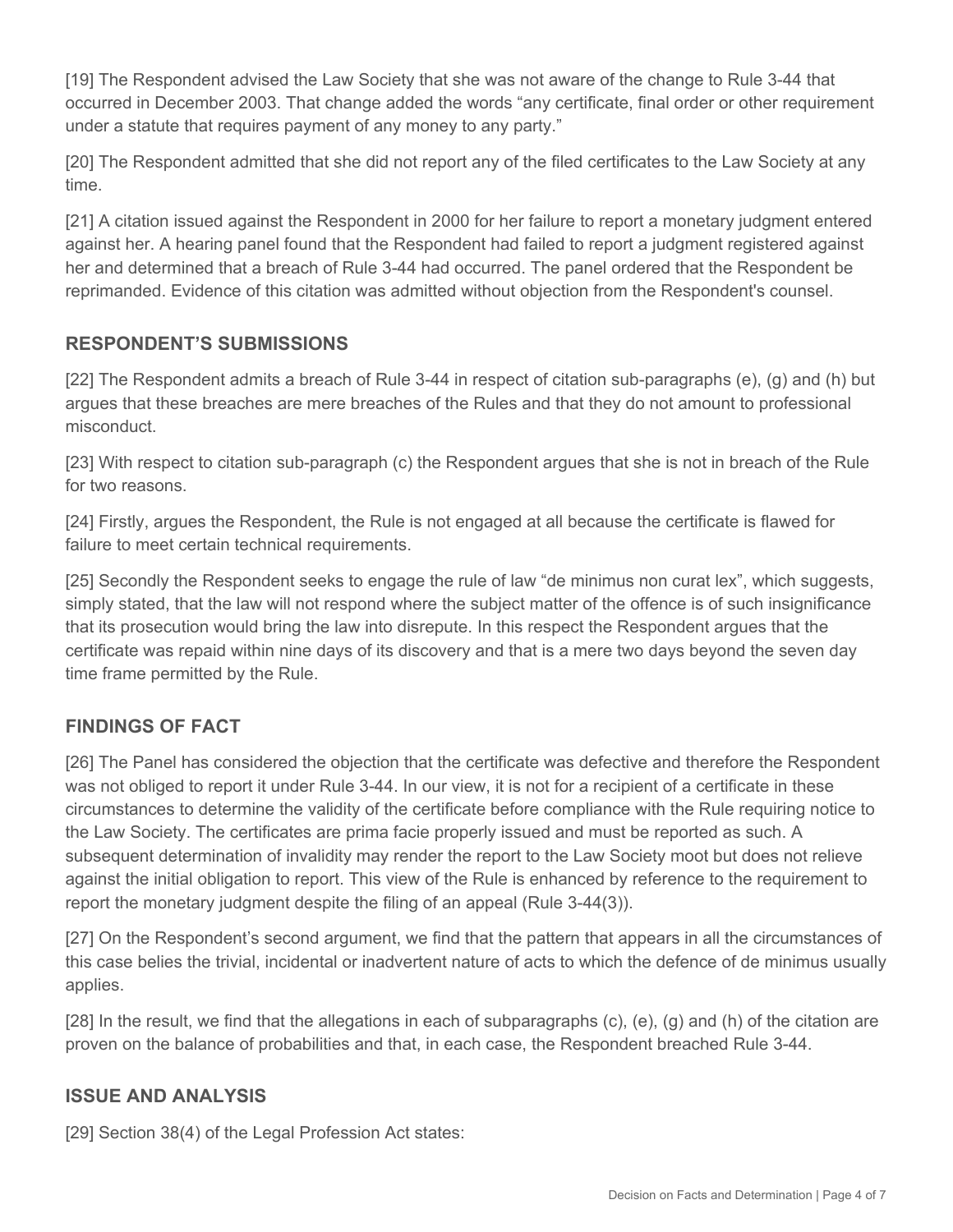[19] The Respondent advised the Law Society that she was not aware of the change to Rule 3-44 that occurred in December 2003. That change added the words "any certificate, final order or other requirement under a statute that requires payment of any money to any party."

[20] The Respondent admitted that she did not report any of the filed certificates to the Law Society at any time.

[21] A citation issued against the Respondent in 2000 for her failure to report a monetary judgment entered against her. A hearing panel found that the Respondent had failed to report a judgment registered against her and determined that a breach of Rule 3-44 had occurred. The panel ordered that the Respondent be reprimanded. Evidence of this citation was admitted without objection from the Respondent's counsel.

## RESPONDENT'S SUBMISSIONS

[22] The Respondent admits a breach of Rule 3-44 in respect of citation sub-paragraphs (e), (g) and (h) but argues that these breaches are mere breaches of the Rules and that they do not amount to professional misconduct.

[23] With respect to citation sub-paragraph (c) the Respondent argues that she is not in breach of the Rule for two reasons.

[24] Firstly, argues the Respondent, the Rule is not engaged at all because the certificate is flawed for failure to meet certain technical requirements.

[25] Secondly the Respondent seeks to engage the rule of law "de minimus non curat lex", which suggests, simply stated, that the law will not respond where the subject matter of the offence is of such insignificance that its prosecution would bring the law into disrepute. In this respect the Respondent argues that the certificate was repaid within nine days of its discovery and that is a mere two days beyond the seven day time frame permitted by the Rule.

## FINDINGS OF FACT

[26] The Panel has considered the objection that the certificate was defective and therefore the Respondent was not obliged to report it under Rule 3-44. In our view, it is not for a recipient of a certificate in these circumstances to determine the validity of the certificate before compliance with the Rule requiring notice to the Law Society. The certificates are prima facie properly issued and must be reported as such. A subsequent determination of invalidity may render the report to the Law Society moot but does not relieve against the initial obligation to report. This view of the Rule is enhanced by reference to the requirement to report the monetary judgment despite the filing of an appeal (Rule 3-44(3)).

[27] On the Respondent's second argument, we find that the pattern that appears in all the circumstances of this case belies the trivial, incidental or inadvertent nature of acts to which the defence of de minimus usually applies.

[28] In the result, we find that the allegations in each of subparagraphs (c), (e), (g) and (h) of the citation are proven on the balance of probabilities and that, in each case, the Respondent breached Rule 3-44.

## ISSUE AND ANALYSIS

[29] Section 38(4) of the Legal Profession Act states: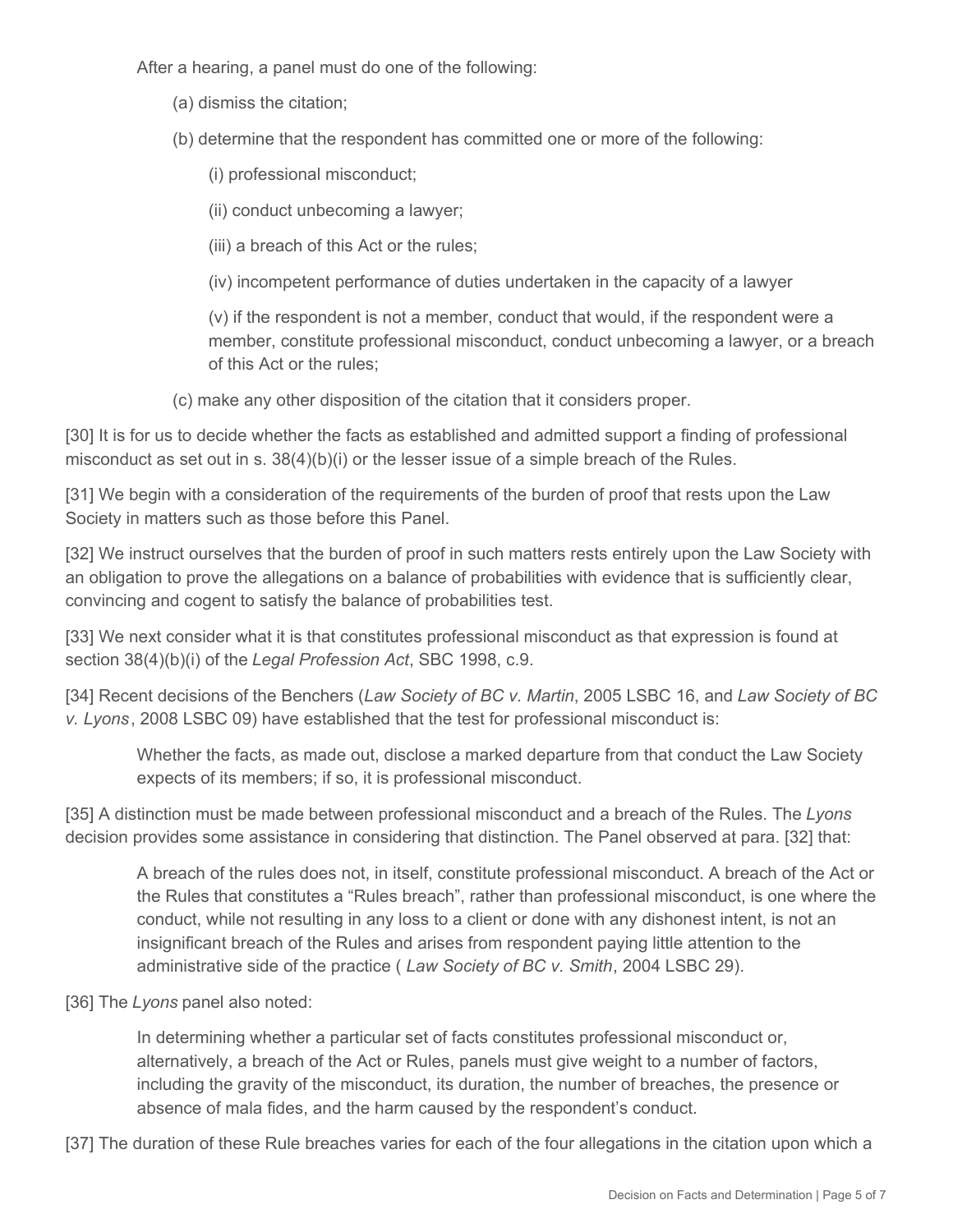After a hearing, a panel must do one of the following:

> (a) dismiss the citation;
>
> (b) determine that the respondent has committed one or more of the following:
>
> > (i) professional misconduct;
> >
> > (ii) conduct unbecoming a lawyer;
> >
> > (iii) a breach of this Act or the rules;
> >
> > (iv) incompetent performance of duties undertaken in the capacity of a lawyer
> >
> > (v) if the respondent is not a member, conduct that would, if the respondent were a member, constitute professional misconduct, conduct unbecoming a lawyer, or a breach of this Act or the rules;
>
> (c) make any other disposition of the citation that it considers proper.

[30] It is for us to decide whether the facts as established and admitted support a finding of professional misconduct as set out in s. 38(4)(b)(i) or the lesser issue of a simple breach of the Rules.

[31] We begin with a consideration of the requirements of the burden of proof that rests upon the Law Society in matters such as those before this Panel.

[32] We instruct ourselves that the burden of proof in such matters rests entirely upon the Law Society with an obligation to prove the allegations on a balance of probabilities with evidence that is sufficiently clear, convincing and cogent to satisfy the balance of probabilities test.

[33] We next consider what it is that constitutes professional misconduct as that expression is found at section 38(4)(b)(i) of the *Legal Profession Act*, SBC 1998, c.9.

[34] Recent decisions of the Benchers (*Law Society of BC v. Martin*, 2005 LSBC 16, and *Law Society of BC v. Lyons*, 2008 LSBC 09) have established that the test for professional misconduct is:

> Whether the facts, as made out, disclose a marked departure from that conduct the Law Society expects of its members; if so, it is professional misconduct.

[35] A distinction must be made between professional misconduct and a breach of the Rules. The *Lyons* decision provides some assistance in considering that distinction. The Panel observed at para. [32] that:

> A breach of the rules does not, in itself, constitute professional misconduct. A breach of the Act or the Rules that constitutes a "Rules breach", rather than professional misconduct, is one where the conduct, while not resulting in any loss to a client or done with any dishonest intent, is not an insignificant breach of the Rules and arises from respondent paying little attention to the administrative side of the practice ( *Law Society of BC v. Smith*, 2004 LSBC 29).

[36] The *Lyons* panel also noted:

> In determining whether a particular set of facts constitutes professional misconduct or, alternatively, a breach of the Act or Rules, panels must give weight to a number of factors, including the gravity of the misconduct, its duration, the number of breaches, the presence or absence of mala fides, and the harm caused by the respondent's conduct.

[37] The duration of these Rule breaches varies for each of the four allegations in the citation upon which a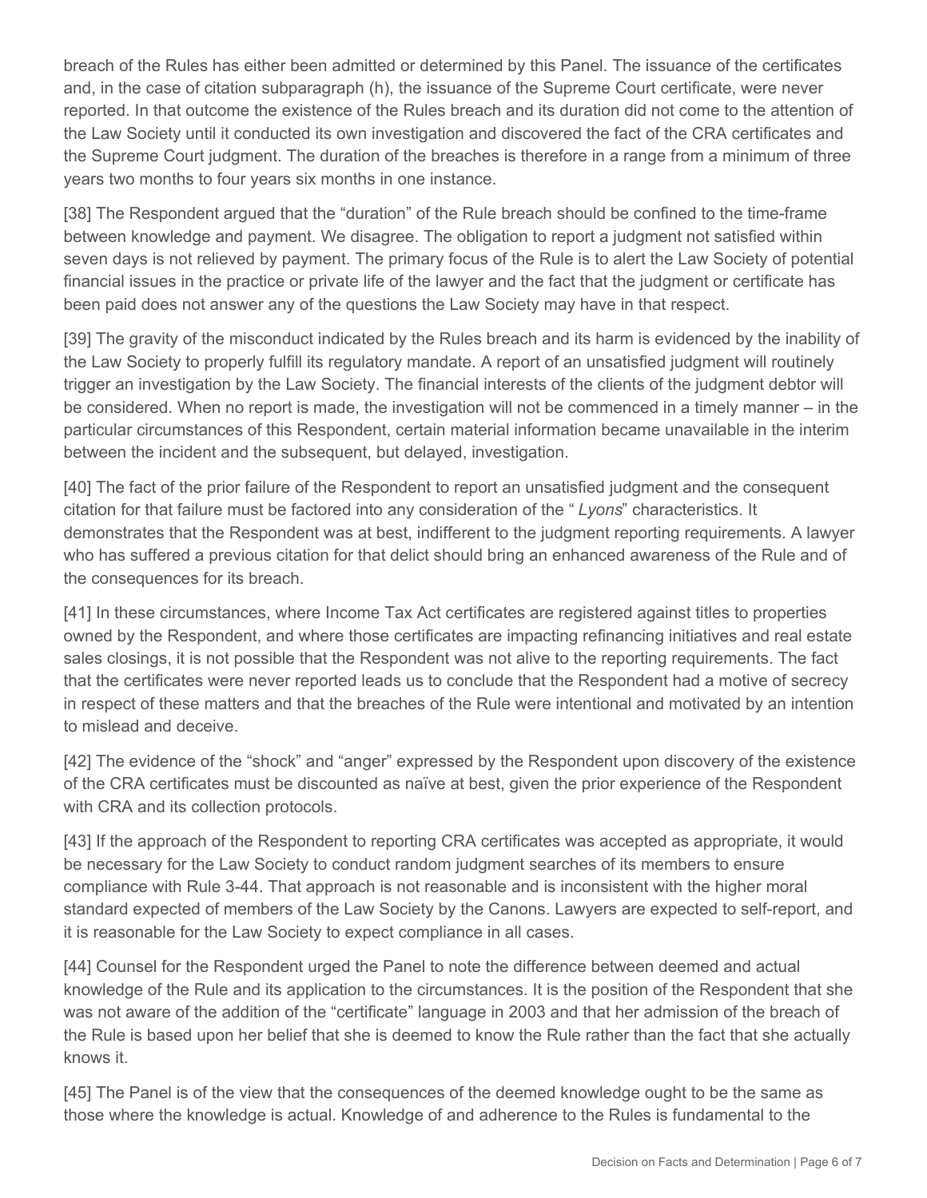breach of the Rules has either been admitted or determined by this Panel. The issuance of the certificates and, in the case of citation subparagraph (h), the issuance of the Supreme Court certificate, were never reported. In that outcome the existence of the Rules breach and its duration did not come to the attention of the Law Society until it conducted its own investigation and discovered the fact of the CRA certificates and the Supreme Court judgment. The duration of the breaches is therefore in a range from a minimum of three years two months to four years six months in one instance.

[38] The Respondent argued that the "duration" of the Rule breach should be confined to the time-frame between knowledge and payment. We disagree. The obligation to report a judgment not satisfied within seven days is not relieved by payment. The primary focus of the Rule is to alert the Law Society of potential financial issues in the practice or private life of the lawyer and the fact that the judgment or certificate has been paid does not answer any of the questions the Law Society may have in that respect.

[39] The gravity of the misconduct indicated by the Rules breach and its harm is evidenced by the inability of the Law Society to properly fulfill its regulatory mandate. A report of an unsatisfied judgment will routinely trigger an investigation by the Law Society. The financial interests of the clients of the judgment debtor will be considered. When no report is made, the investigation will not be commenced in a timely manner – in the particular circumstances of this Respondent, certain material information became unavailable in the interim between the incident and the subsequent, but delayed, investigation.

[40] The fact of the prior failure of the Respondent to report an unsatisfied judgment and the consequent citation for that failure must be factored into any consideration of the "*Lyons*" characteristics. It demonstrates that the Respondent was at best, indifferent to the judgment reporting requirements. A lawyer who has suffered a previous citation for that delict should bring an enhanced awareness of the Rule and of the consequences for its breach.

[41] In these circumstances, where Income Tax Act certificates are registered against titles to properties owned by the Respondent, and where those certificates are impacting refinancing initiatives and real estate sales closings, it is not possible that the Respondent was not alive to the reporting requirements. The fact that the certificates were never reported leads us to conclude that the Respondent had a motive of secrecy in respect of these matters and that the breaches of the Rule were intentional and motivated by an intention to mislead and deceive.

[42] The evidence of the "shock" and "anger" expressed by the Respondent upon discovery of the existence of the CRA certificates must be discounted as naïve at best, given the prior experience of the Respondent with CRA and its collection protocols.

[43] If the approach of the Respondent to reporting CRA certificates was accepted as appropriate, it would be necessary for the Law Society to conduct random judgment searches of its members to ensure compliance with Rule 3-44. That approach is not reasonable and is inconsistent with the higher moral standard expected of members of the Law Society by the Canons. Lawyers are expected to self-report, and it is reasonable for the Law Society to expect compliance in all cases.

[44] Counsel for the Respondent urged the Panel to note the difference between deemed and actual knowledge of the Rule and its application to the circumstances. It is the position of the Respondent that she was not aware of the addition of the "certificate" language in 2003 and that her admission of the breach of the Rule is based upon her belief that she is deemed to know the Rule rather than the fact that she actually knows it.

[45] The Panel is of the view that the consequences of the deemed knowledge ought to be the same as those where the knowledge is actual. Knowledge of and adherence to the Rules is fundamental to the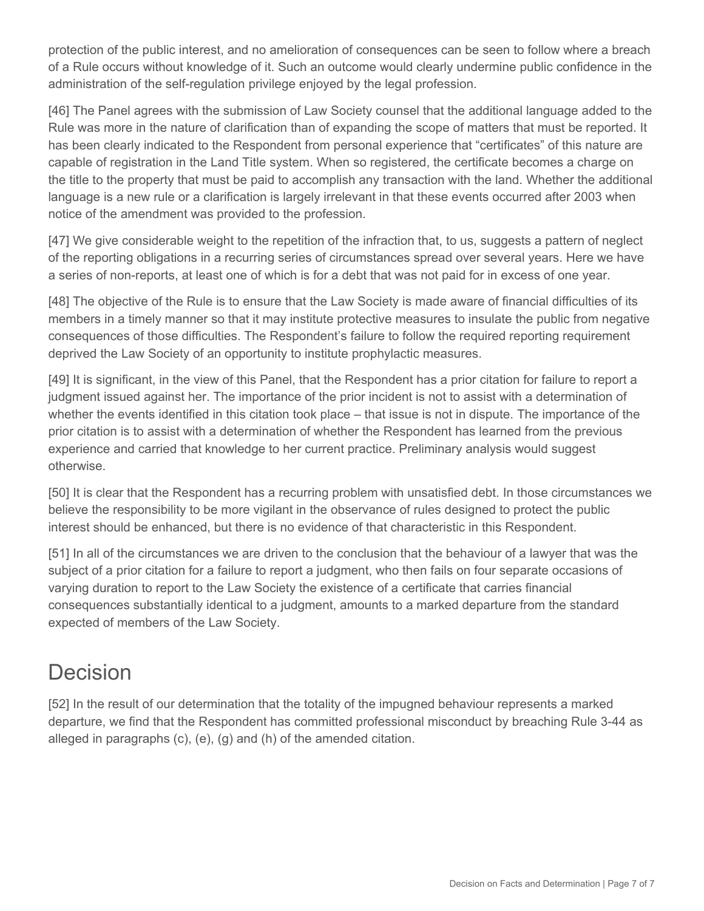protection of the public interest, and no amelioration of consequences can be seen to follow where a breach of a Rule occurs without knowledge of it. Such an outcome would clearly undermine public confidence in the administration of the self-regulation privilege enjoyed by the legal profession.

[46] The Panel agrees with the submission of Law Society counsel that the additional language added to the Rule was more in the nature of clarification than of expanding the scope of matters that must be reported. It has been clearly indicated to the Respondent from personal experience that "certificates" of this nature are capable of registration in the Land Title system. When so registered, the certificate becomes a charge on the title to the property that must be paid to accomplish any transaction with the land. Whether the additional language is a new rule or a clarification is largely irrelevant in that these events occurred after 2003 when notice of the amendment was provided to the profession.

[47] We give considerable weight to the repetition of the infraction that, to us, suggests a pattern of neglect of the reporting obligations in a recurring series of circumstances spread over several years. Here we have a series of non-reports, at least one of which is for a debt that was not paid for in excess of one year.

[48] The objective of the Rule is to ensure that the Law Society is made aware of financial difficulties of its members in a timely manner so that it may institute protective measures to insulate the public from negative consequences of those difficulties. The Respondent's failure to follow the required reporting requirement deprived the Law Society of an opportunity to institute prophylactic measures.

[49] It is significant, in the view of this Panel, that the Respondent has a prior citation for failure to report a judgment issued against her. The importance of the prior incident is not to assist with a determination of whether the events identified in this citation took place – that issue is not in dispute. The importance of the prior citation is to assist with a determination of whether the Respondent has learned from the previous experience and carried that knowledge to her current practice. Preliminary analysis would suggest otherwise.

[50] It is clear that the Respondent has a recurring problem with unsatisfied debt. In those circumstances we believe the responsibility to be more vigilant in the observance of rules designed to protect the public interest should be enhanced, but there is no evidence of that characteristic in this Respondent.

[51] In all of the circumstances we are driven to the conclusion that the behaviour of a lawyer that was the subject of a prior citation for a failure to report a judgment, who then fails on four separate occasions of varying duration to report to the Law Society the existence of a certificate that carries financial consequences substantially identical to a judgment, amounts to a marked departure from the standard expected of members of the Law Society.

# Decision

[52] In the result of our determination that the totality of the impugned behaviour represents a marked departure, we find that the Respondent has committed professional misconduct by breaching Rule 3-44 as alleged in paragraphs (c), (e), (g) and (h) of the amended citation.